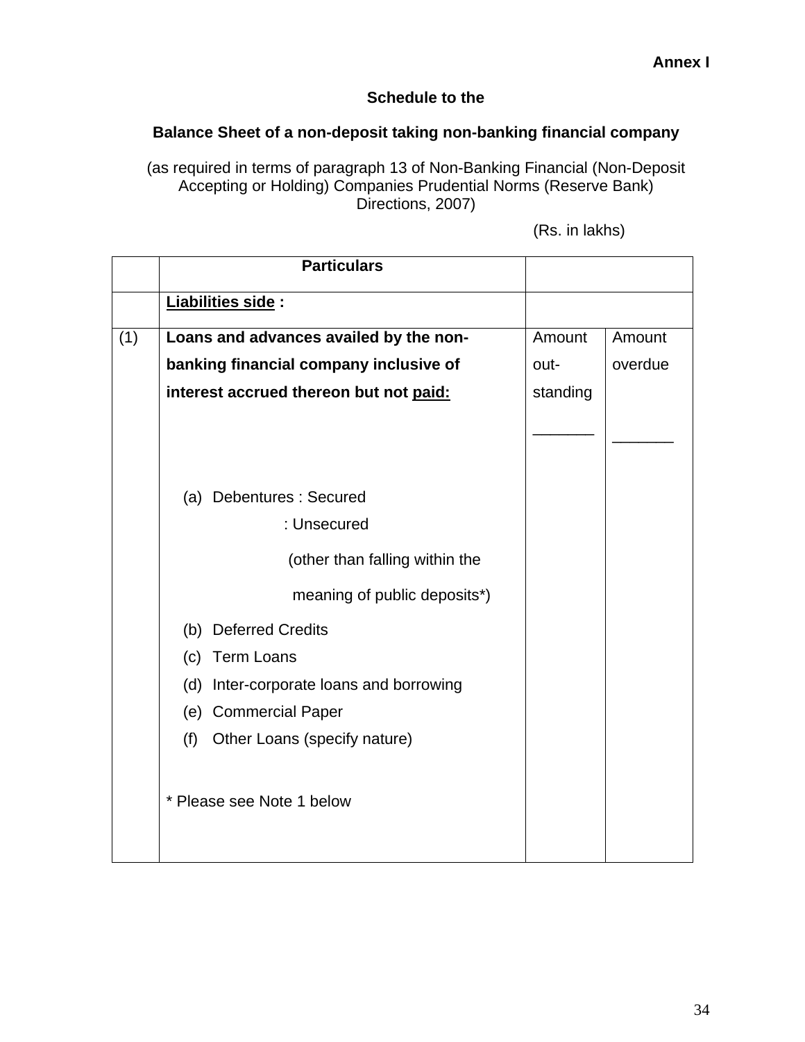**Annex I**

**Schedule to the**

**Balance Sheet of a non-deposit taking non-banking financial company**

(as required in terms of paragraph 13 of Non-Banking Financial (Non-Deposit Accepting or Holding) Companies Prudential Norms (Reserve Bank) Directions, 2007)

(Rs. in lakhs)

| | **Particulars** | | |
|---|---|---|---|
| | **Liabilities side** : | | |
| (1) | **Loans and advances availed by the non-banking financial company inclusive of interest accrued thereon but not paid:** | Amount out-standing | Amount overdue |
| | (a) Debentures : Secured | | |
| | : Unsecured | | |
| | (other than falling within the meaning of public deposits*) | | |
| | (b) Deferred Credits | | |
| | (c) Term Loans | | |
| | (d) Inter-corporate loans and borrowing | | |
| | (e) Commercial Paper | | |
| | (f) Other Loans (specify nature) | | |
| | * Please see Note 1 below | | |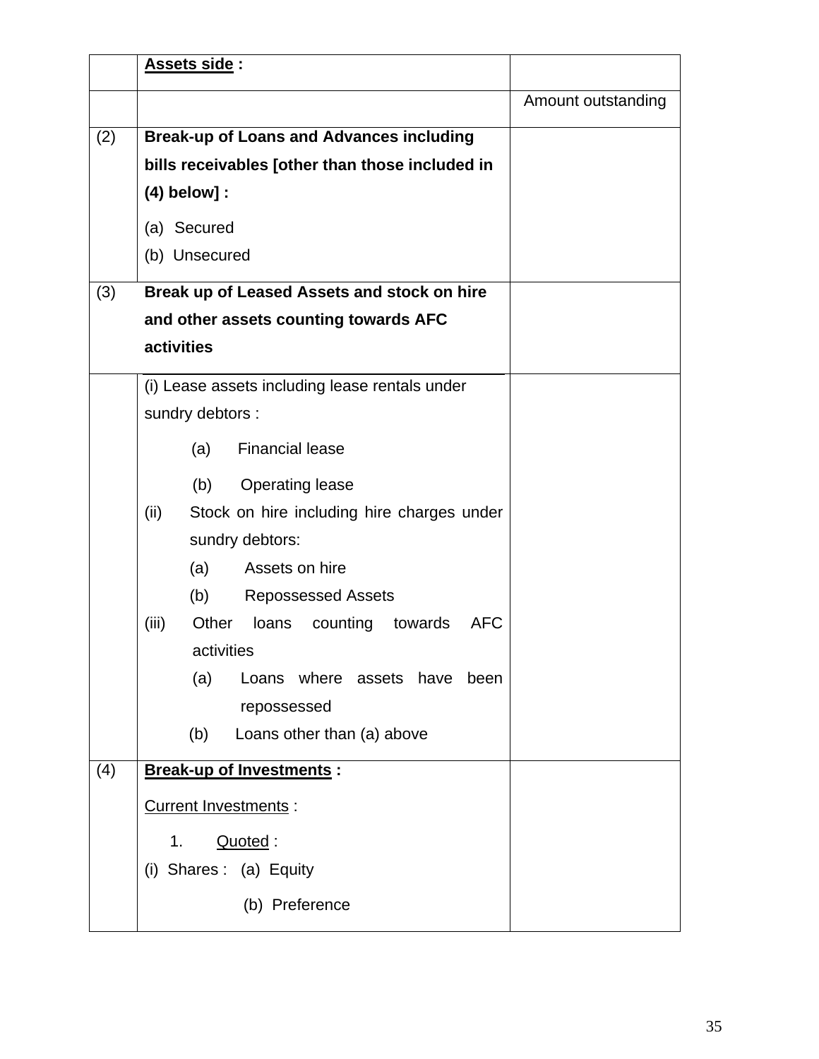| | **Assets side** : | |
|---|---|---|
| | | Amount outstanding |
| (2) | **Break-up of Loans and Advances including bills receivables [other than those included in (4) below] :**<br>(a) Secured<br>(b) Unsecured | |
| (3) | **Break up of Leased Assets and stock on hire and other assets counting towards AFC activities** | |
| | (i) Lease assets including lease rentals under sundry debtors :<br>(a) Financial lease<br>(b) Operating lease<br>(ii) Stock on hire including hire charges under sundry debtors:<br>(a) Assets on hire<br>(b) Repossessed Assets<br>(iii) Other loans counting towards AFC activities<br>(a) Loans where assets have been repossessed<br>(b) Loans other than (a) above | |
| (4) | **Break-up of Investments** :<br>Current Investments :<br>1. Quoted :<br>(i) Shares : (a) Equity<br>(b) Preference | |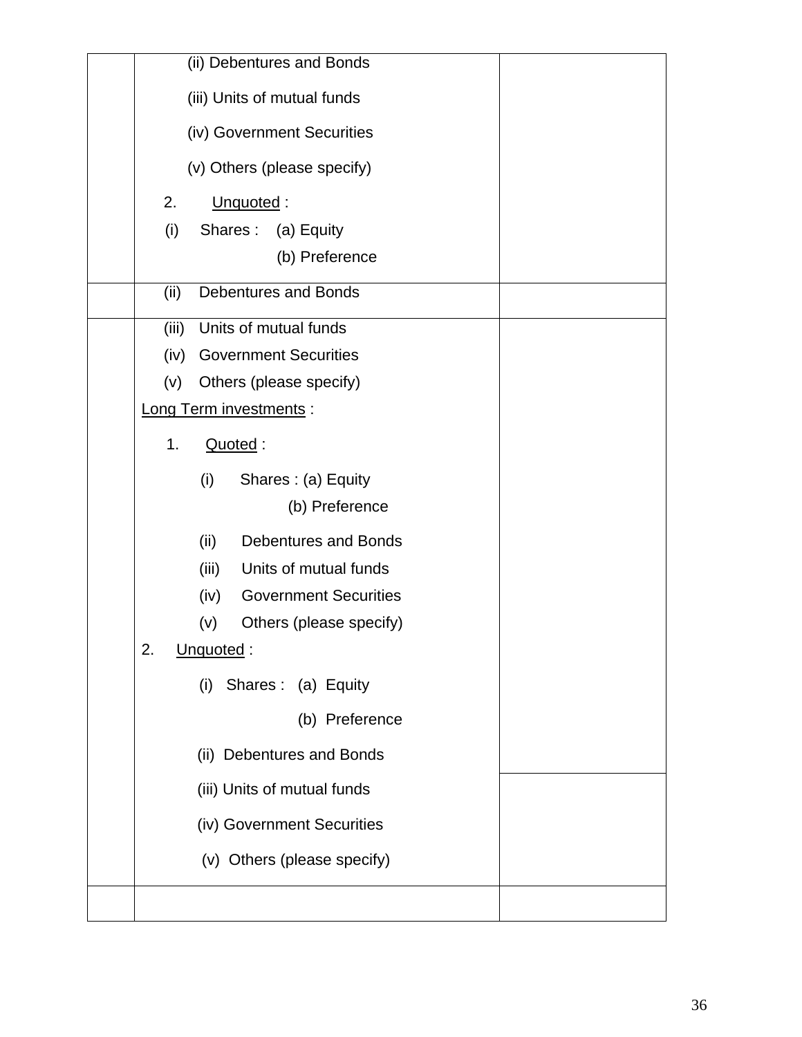| | | |
|---|---|---|
| | (ii) Debentures and Bonds<br>(iii) Units of mutual funds<br>(iv) Government Securities<br>(v) Others (please specify)<br>2. Unquoted :<br>(i) Shares : (a) Equity<br>(b) Preference | |
| | (ii) Debentures and Bonds | |
| | (iii) Units of mutual funds<br>(iv) Government Securities<br>(v) Others (please specify)<br>Long Term investments :<br>1. Quoted :<br>(i) Shares : (a) Equity<br>(b) Preference<br>(ii) Debentures and Bonds<br>(iii) Units of mutual funds<br>(iv) Government Securities<br>(v) Others (please specify)<br>2. Unquoted :<br>(i) Shares : (a) Equity<br>(b) Preference<br>(ii) Debentures and Bonds<br>(iii) Units of mutual funds<br>(iv) Government Securities<br>(v) Others (please specify) | |
| | | |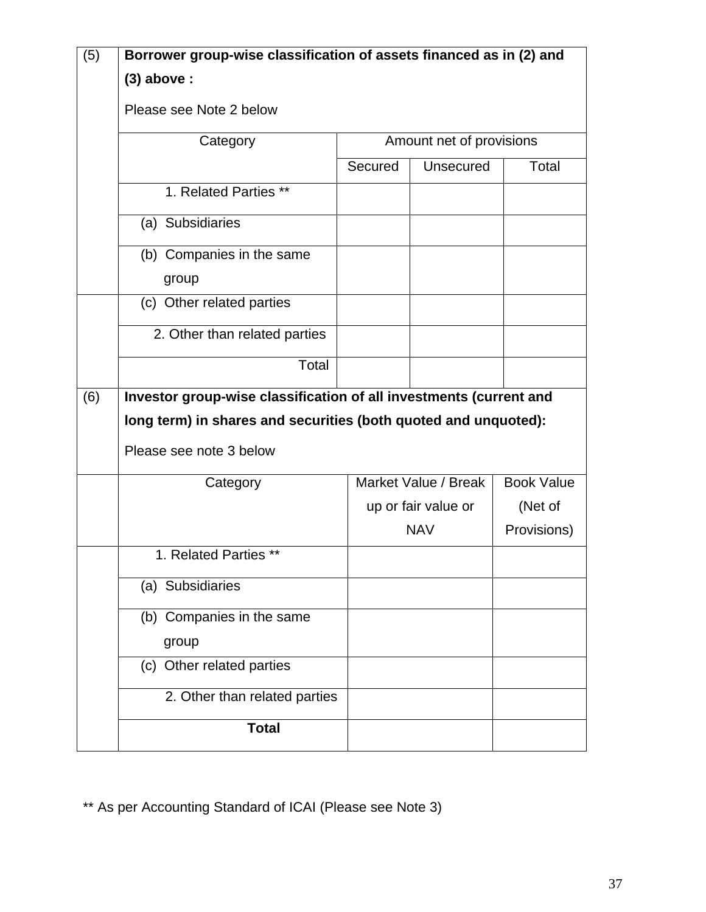**(5) Borrower group-wise classification of assets financed as in (2) and (3) above :**

Please see Note 2 below

| Category | Amount net of provisions | | |
|---|---|---|---|
| | Secured | Unsecured | Total |
| 1. Related Parties ** | | | |
| (a) Subsidiaries | | | |
| (b) Companies in the same group | | | |
| (c) Other related parties | | | |
| 2. Other than related parties | | | |
| Total | | | |

**(6) Investor group-wise classification of all investments (current and long term) in shares and securities (both quoted and unquoted):**

Please see note 3 below

| Category | Market Value / Break up or fair value or NAV | Book Value (Net of Provisions) |
|---|---|---|
| 1. Related Parties ** | | |
| (a) Subsidiaries | | |
| (b) Companies in the same group | | |
| (c) Other related parties | | |
| 2. Other than related parties | | |
| **Total** | | |

** As per Accounting Standard of ICAI (Please see Note 3)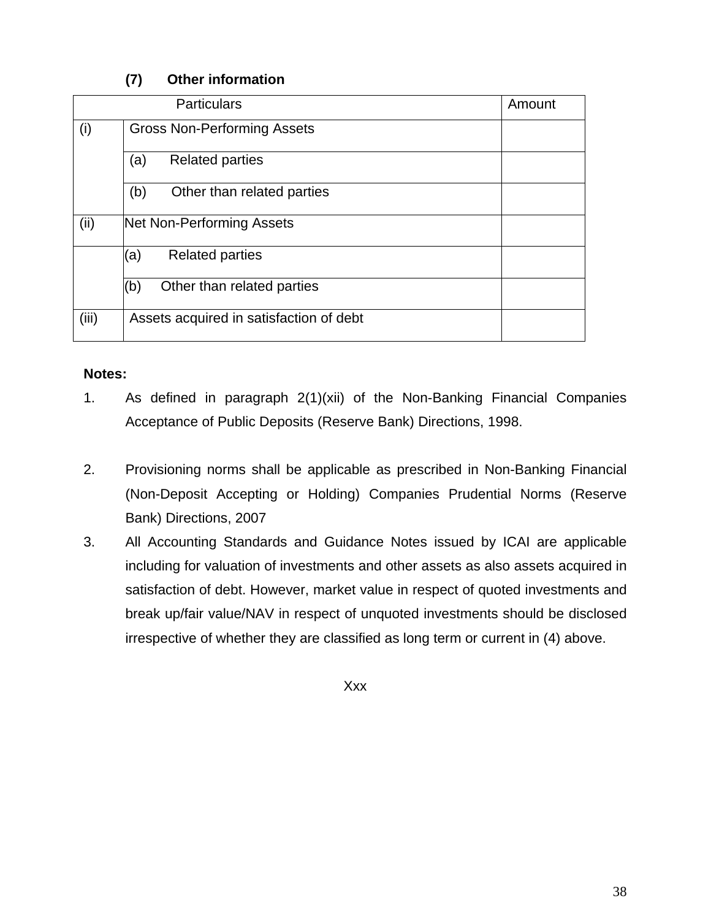**(7) Other information**

| Particulars | | Amount |
|---|---|---|
| (i) | Gross Non-Performing Assets | |
| | (a) Related parties | |
| | (b) Other than related parties | |
| (ii) | Net Non-Performing Assets | |
| | (a) Related parties | |
| | (b) Other than related parties | |
| (iii) | Assets acquired in satisfaction of debt | |

**Notes:**

1. As defined in paragraph 2(1)(xii) of the Non-Banking Financial Companies Acceptance of Public Deposits (Reserve Bank) Directions, 1998.

2. Provisioning norms shall be applicable as prescribed in Non-Banking Financial (Non-Deposit Accepting or Holding) Companies Prudential Norms (Reserve Bank) Directions, 2007

3. All Accounting Standards and Guidance Notes issued by ICAI are applicable including for valuation of investments and other assets as also assets acquired in satisfaction of debt. However, market value in respect of quoted investments and break up/fair value/NAV in respect of unquoted investments should be disclosed irrespective of whether they are classified as long term or current in (4) above.

Xxx